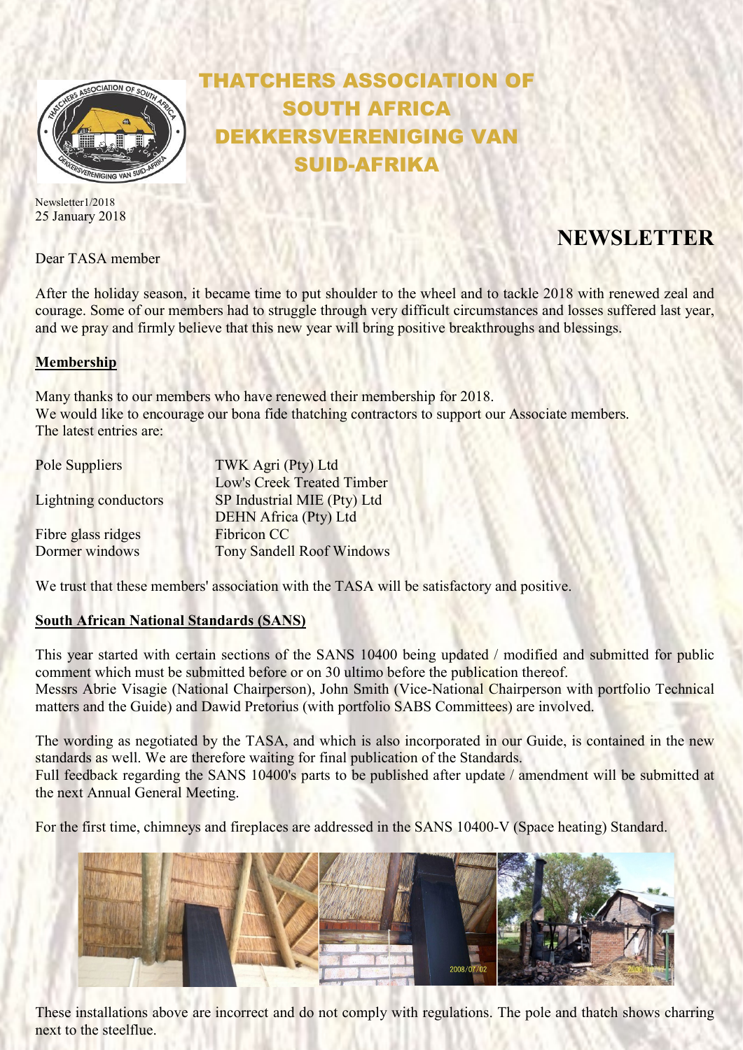# THATCHERS ASSOCIATION OF SOUTH AFRICA
# DEKKERSVERENIGING VAN SUID-AFRIKA

Newsletter1/2018
25 January 2018

## NEWSLETTER

Dear TASA member

After the holiday season, it became time to put shoulder to the wheel and to tackle 2018 with renewed zeal and courage. Some of our members had to struggle through very difficult circumstances and losses suffered last year, and we pray and firmly believe that this new year will bring positive breakthroughs and blessings.

**Membership**

Many thanks to our members who have renewed their membership for 2018.
We would like to encourage our bona fide thatching contractors to support our Associate members.
The latest entries are:

| | |
|---|---|
| Pole Suppliers | TWK Agri (Pty) Ltd |
| | Low's Creek Treated Timber |
| Lightning conductors | SP Industrial MIE (Pty) Ltd |
| | DEHN Africa (Pty) Ltd |
| Fibre glass ridges | Fibricon CC |
| Dormer windows | Tony Sandell Roof Windows |

We trust that these members' association with the TASA will be satisfactory and positive.

**South African National Standards (SANS)**

This year started with certain sections of the SANS 10400 being updated / modified and submitted for public comment which must be submitted before or on 30 ultimo before the publication thereof.
Messrs Abrie Visagie (National Chairperson), John Smith (Vice-National Chairperson with portfolio Technical matters and the Guide) and Dawid Pretorius (with portfolio SABS Committees) are involved.

The wording as negotiated by the TASA, and which is also incorporated in our Guide, is contained in the new standards as well. We are therefore waiting for final publication of the Standards.
Full feedback regarding the SANS 10400's parts to be published after update / amendment will be submitted at the next Annual General Meeting.

For the first time, chimneys and fireplaces are addressed in the SANS 10400-V (Space heating) Standard.

These installations above are incorrect and do not comply with regulations. The pole and thatch shows charring next to the steelflue.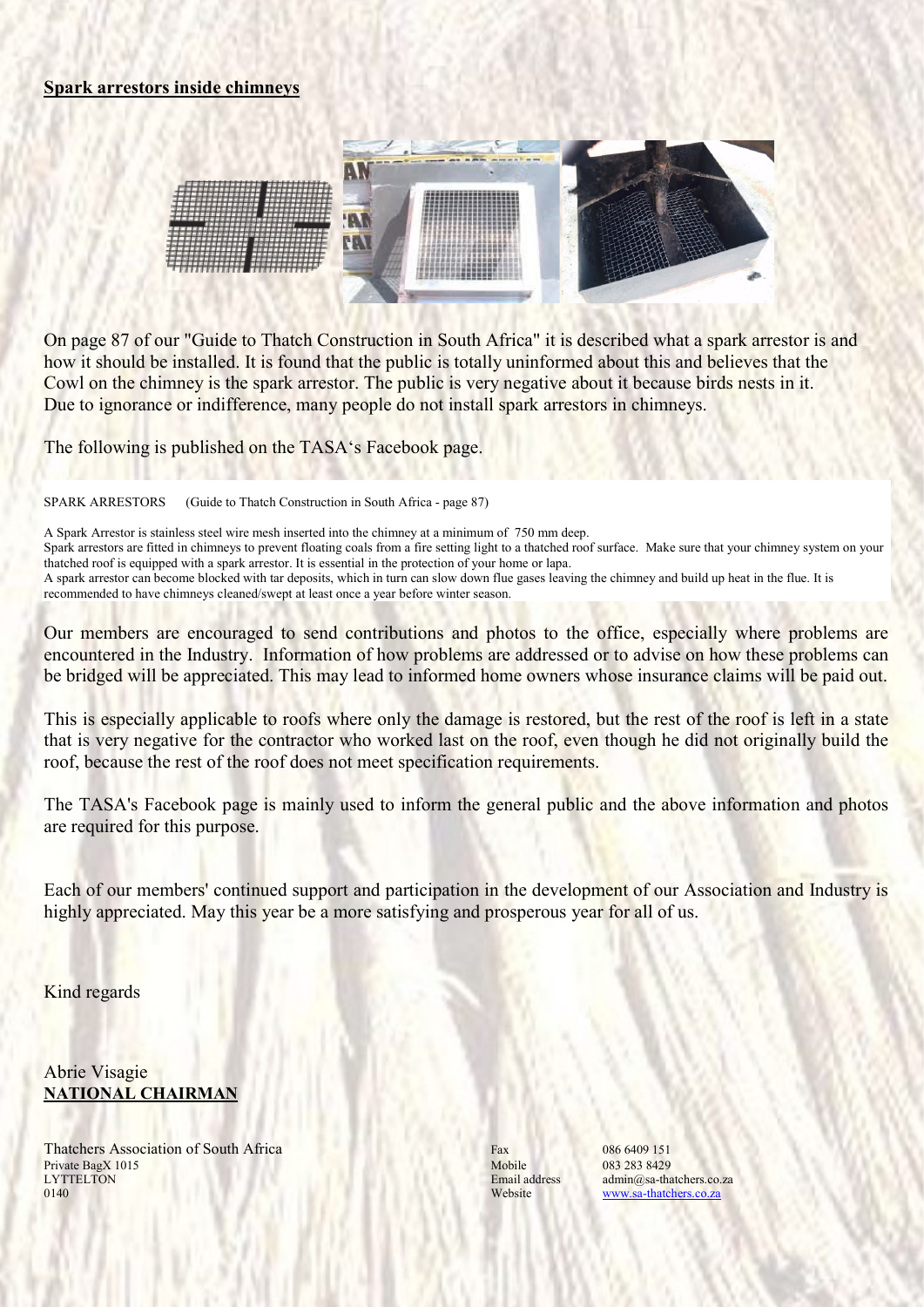**Spark arrestors inside chimneys**

On page 87 of our "Guide to Thatch Construction in South Africa" it is described what a spark arrestor is and how it should be installed. It is found that the public is totally uninformed about this and believes that the Cowl on the chimney is the spark arrestor. The public is very negative about it because birds nests in it. Due to ignorance or indifference, many people do not install spark arrestors in chimneys.

The following is published on the TASA's Facebook page.

SPARK ARRESTORS (Guide to Thatch Construction in South Africa - page 87)

A Spark Arrestor is stainless steel wire mesh inserted into the chimney at a minimum of 750 mm deep.
Spark arrestors are fitted in chimneys to prevent floating coals from a fire setting light to a thatched roof surface. Make sure that your chimney system on your thatched roof is equipped with a spark arrestor. It is essential in the protection of your home or lapa.
A spark arrestor can become blocked with tar deposits, which in turn can slow down flue gases leaving the chimney and build up heat in the flue. It is recommended to have chimneys cleaned/swept at least once a year before winter season.

Our members are encouraged to send contributions and photos to the office, especially where problems are encountered in the Industry. Information of how problems are addressed or to advise on how these problems can be bridged will be appreciated. This may lead to informed home owners whose insurance claims will be paid out.

This is especially applicable to roofs where only the damage is restored, but the rest of the roof is left in a state that is very negative for the contractor who worked last on the roof, even though he did not originally build the roof, because the rest of the roof does not meet specification requirements.

The TASA's Facebook page is mainly used to inform the general public and the above information and photos are required for this purpose.

Each of our members' continued support and participation in the development of our Association and Industry is highly appreciated. May this year be a more satisfying and prosperous year for all of us.

Kind regards

Abrie Visagie
**NATIONAL CHAIRMAN**

Thatchers Association of South Africa
Private BagX 1015
LYTTELTON
0140

Fax 086 6409 151
Mobile 083 283 8429
Email address admin@sa-thatchers.co.za
Website www.sa-thatchers.co.za